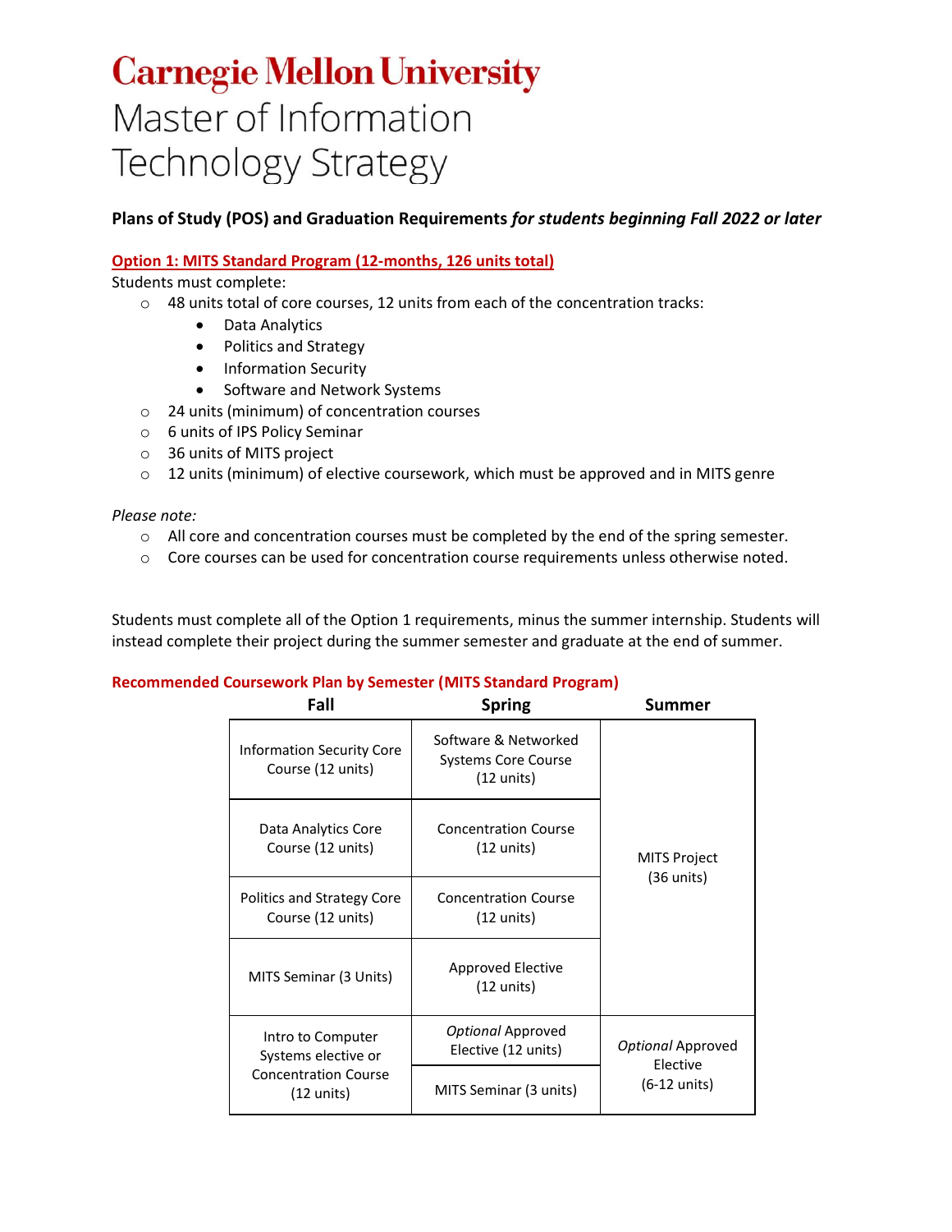# Carnegie Mellon University

# Master of Information Technology Strategy

**Plans of Study (POS) and Graduation Requirements *for students beginning Fall 2022 or later***

## Option 1: MITS Standard Program (12-months, 126 units total)

Students must complete:

- 48 units total of core courses, 12 units from each of the concentration tracks:
  - Data Analytics
  - Politics and Strategy
  - Information Security
  - Software and Network Systems
- 24 units (minimum) of concentration courses
- 6 units of IPS Policy Seminar
- 36 units of MITS project
- 12 units (minimum) of elective coursework, which must be approved and in MITS genre

*Please note:*

- All core and concentration courses must be completed by the end of the spring semester.
- Core courses can be used for concentration course requirements unless otherwise noted.

Students must complete all of the Option 1 requirements, minus the summer internship. Students will instead complete their project during the summer semester and graduate at the end of summer.

**Recommended Coursework Plan by Semester (MITS Standard Program)**

| Fall | Spring | Summer |
|---|---|---|
| Information Security Core Course (12 units) | Software & Networked Systems Core Course (12 units) | MITS Project (36 units) |
| Data Analytics Core Course (12 units) | Concentration Course (12 units) | |
| Politics and Strategy Core Course (12 units) | Concentration Course (12 units) | |
| MITS Seminar (3 Units) | Approved Elective (12 units) | |
| Intro to Computer Systems elective or Concentration Course (12 units) | *Optional* Approved Elective (12 units) | *Optional* Approved Elective (6-12 units) |
| | MITS Seminar (3 units) | |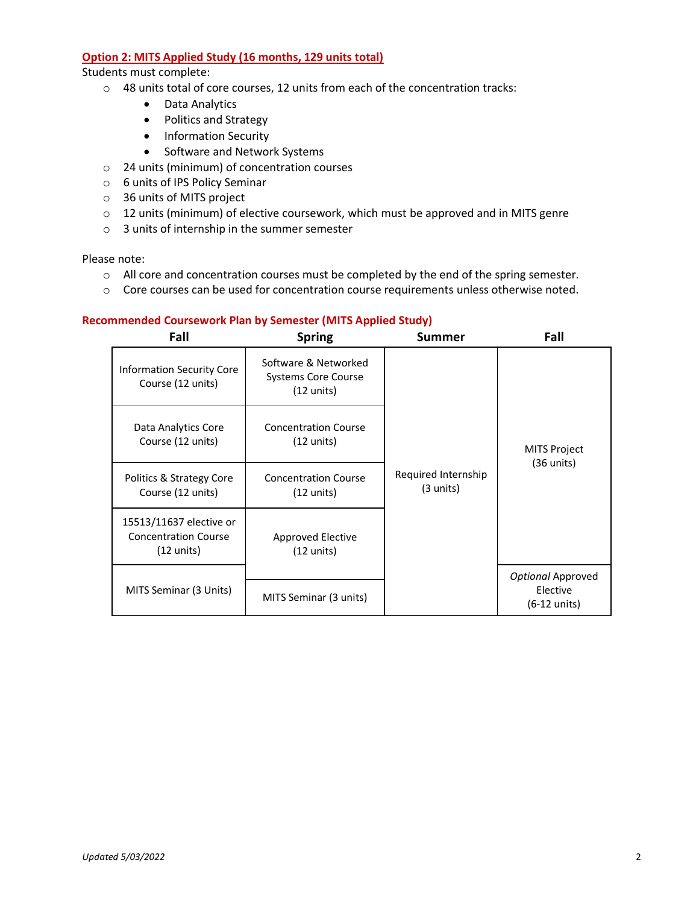## Option 2: MITS Applied Study (16 months, 129 units total)

Students must complete:

- 48 units total of core courses, 12 units from each of the concentration tracks:
  - Data Analytics
  - Politics and Strategy
  - Information Security
  - Software and Network Systems
- 24 units (minimum) of concentration courses
- 6 units of IPS Policy Seminar
- 36 units of MITS project
- 12 units (minimum) of elective coursework, which must be approved and in MITS genre
- 3 units of internship in the summer semester

Please note:

- All core and concentration courses must be completed by the end of the spring semester.
- Core courses can be used for concentration course requirements unless otherwise noted.

### Recommended Coursework Plan by Semester (MITS Applied Study)

| Fall | Spring | Summer | Fall |
|---|---|---|---|
| Information Security Core Course (12 units) | Software & Networked Systems Core Course (12 units) | Required Internship (3 units) | MITS Project (36 units) |
| Data Analytics Core Course (12 units) | Concentration Course (12 units) | | |
| Politics & Strategy Core Course (12 units) | Concentration Course (12 units) | | |
| 15513/11637 elective or Concentration Course (12 units) | Approved Elective (12 units) | | |
| MITS Seminar (3 Units) | MITS Seminar (3 units) | | *Optional* Approved Elective (6-12 units) |

*Updated 5/03/2022*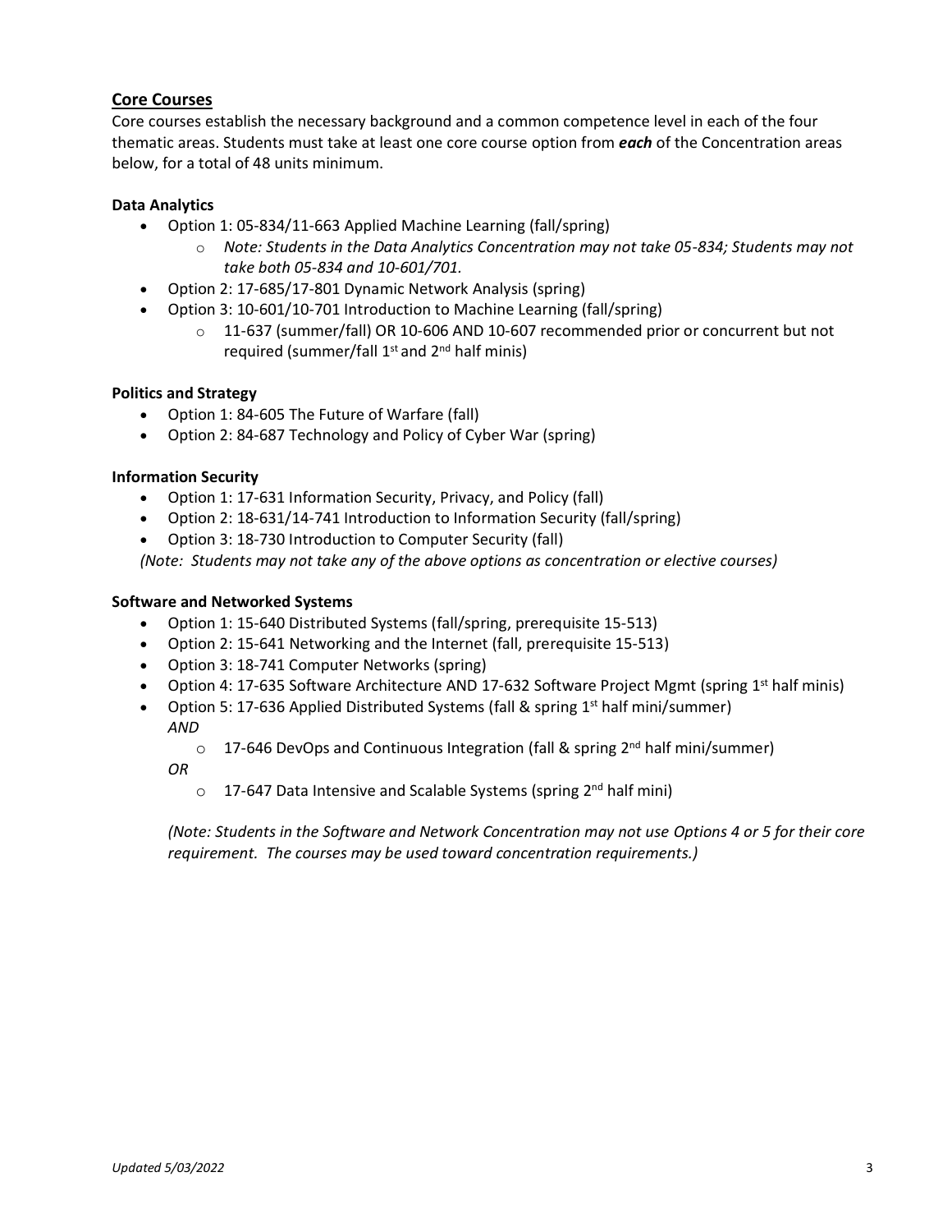## Core Courses

Core courses establish the necessary background and a common competence level in each of the four thematic areas. Students must take at least one core course option from ***each*** of the Concentration areas below, for a total of 48 units minimum.

### Data Analytics

- Option 1: 05-834/11-663 Applied Machine Learning (fall/spring)
  - *Note: Students in the Data Analytics Concentration may not take 05-834; Students may not take both 05-834 and 10-601/701.*
- Option 2: 17-685/17-801 Dynamic Network Analysis (spring)
- Option 3: 10-601/10-701 Introduction to Machine Learning (fall/spring)
  - 11-637 (summer/fall) OR 10-606 AND 10-607 recommended prior or concurrent but not required (summer/fall 1st and 2nd half minis)

### Politics and Strategy

- Option 1: 84-605 The Future of Warfare (fall)
- Option 2: 84-687 Technology and Policy of Cyber War (spring)

### Information Security

- Option 1: 17-631 Information Security, Privacy, and Policy (fall)
- Option 2: 18-631/14-741 Introduction to Information Security (fall/spring)
- Option 3: 18-730 Introduction to Computer Security (fall)

*(Note: Students may not take any of the above options as concentration or elective courses)*

### Software and Networked Systems

- Option 1: 15-640 Distributed Systems (fall/spring, prerequisite 15-513)
- Option 2: 15-641 Networking and the Internet (fall, prerequisite 15-513)
- Option 3: 18-741 Computer Networks (spring)
- Option 4: 17-635 Software Architecture AND 17-632 Software Project Mgmt (spring 1st half minis)
- Option 5: 17-636 Applied Distributed Systems (fall & spring 1st half mini/summer)
  *AND*
  - 17-646 DevOps and Continuous Integration (fall & spring 2nd half mini/summer)

  *OR*
  - 17-647 Data Intensive and Scalable Systems (spring 2nd half mini)

*(Note: Students in the Software and Network Concentration may not use Options 4 or 5 for their core requirement. The courses may be used toward concentration requirements.)*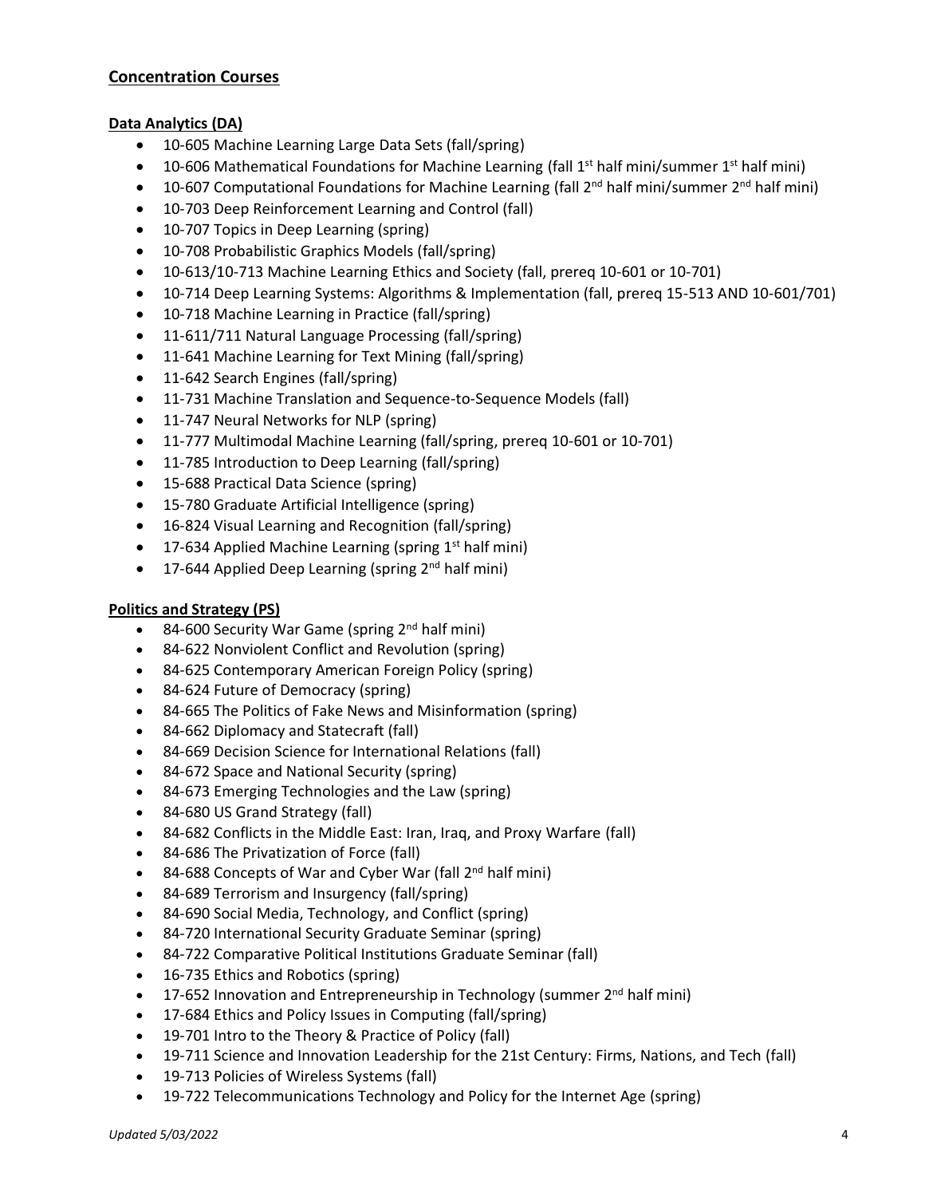## Concentration Courses

### Data Analytics (DA)

- 10-605 Machine Learning Large Data Sets (fall/spring)
- 10-606 Mathematical Foundations for Machine Learning (fall 1st half mini/summer 1st half mini)
- 10-607 Computational Foundations for Machine Learning (fall 2nd half mini/summer 2nd half mini)
- 10-703 Deep Reinforcement Learning and Control (fall)
- 10-707 Topics in Deep Learning (spring)
- 10-708 Probabilistic Graphics Models (fall/spring)
- 10-613/10-713 Machine Learning Ethics and Society (fall, prereq 10-601 or 10-701)
- 10-714 Deep Learning Systems: Algorithms & Implementation (fall, prereq 15-513 AND 10-601/701)
- 10-718 Machine Learning in Practice (fall/spring)
- 11-611/711 Natural Language Processing (fall/spring)
- 11-641 Machine Learning for Text Mining (fall/spring)
- 11-642 Search Engines (fall/spring)
- 11-731 Machine Translation and Sequence-to-Sequence Models (fall)
- 11-747 Neural Networks for NLP (spring)
- 11-777 Multimodal Machine Learning (fall/spring, prereq 10-601 or 10-701)
- 11-785 Introduction to Deep Learning (fall/spring)
- 15-688 Practical Data Science (spring)
- 15-780 Graduate Artificial Intelligence (spring)
- 16-824 Visual Learning and Recognition (fall/spring)
- 17-634 Applied Machine Learning (spring 1st half mini)
- 17-644 Applied Deep Learning (spring 2nd half mini)

### Politics and Strategy (PS)

- 84-600 Security War Game (spring 2nd half mini)
- 84-622 Nonviolent Conflict and Revolution (spring)
- 84-625 Contemporary American Foreign Policy (spring)
- 84-624 Future of Democracy (spring)
- 84-665 The Politics of Fake News and Misinformation (spring)
- 84-662 Diplomacy and Statecraft (fall)
- 84-669 Decision Science for International Relations (fall)
- 84-672 Space and National Security (spring)
- 84-673 Emerging Technologies and the Law (spring)
- 84-680 US Grand Strategy (fall)
- 84-682 Conflicts in the Middle East: Iran, Iraq, and Proxy Warfare (fall)
- 84-686 The Privatization of Force (fall)
- 84-688 Concepts of War and Cyber War (fall 2nd half mini)
- 84-689 Terrorism and Insurgency (fall/spring)
- 84-690 Social Media, Technology, and Conflict (spring)
- 84-720 International Security Graduate Seminar (spring)
- 84-722 Comparative Political Institutions Graduate Seminar (fall)
- 16-735 Ethics and Robotics (spring)
- 17-652 Innovation and Entrepreneurship in Technology (summer 2nd half mini)
- 17-684 Ethics and Policy Issues in Computing (fall/spring)
- 19-701 Intro to the Theory & Practice of Policy (fall)
- 19-711 Science and Innovation Leadership for the 21st Century: Firms, Nations, and Tech (fall)
- 19-713 Policies of Wireless Systems (fall)
- 19-722 Telecommunications Technology and Policy for the Internet Age (spring)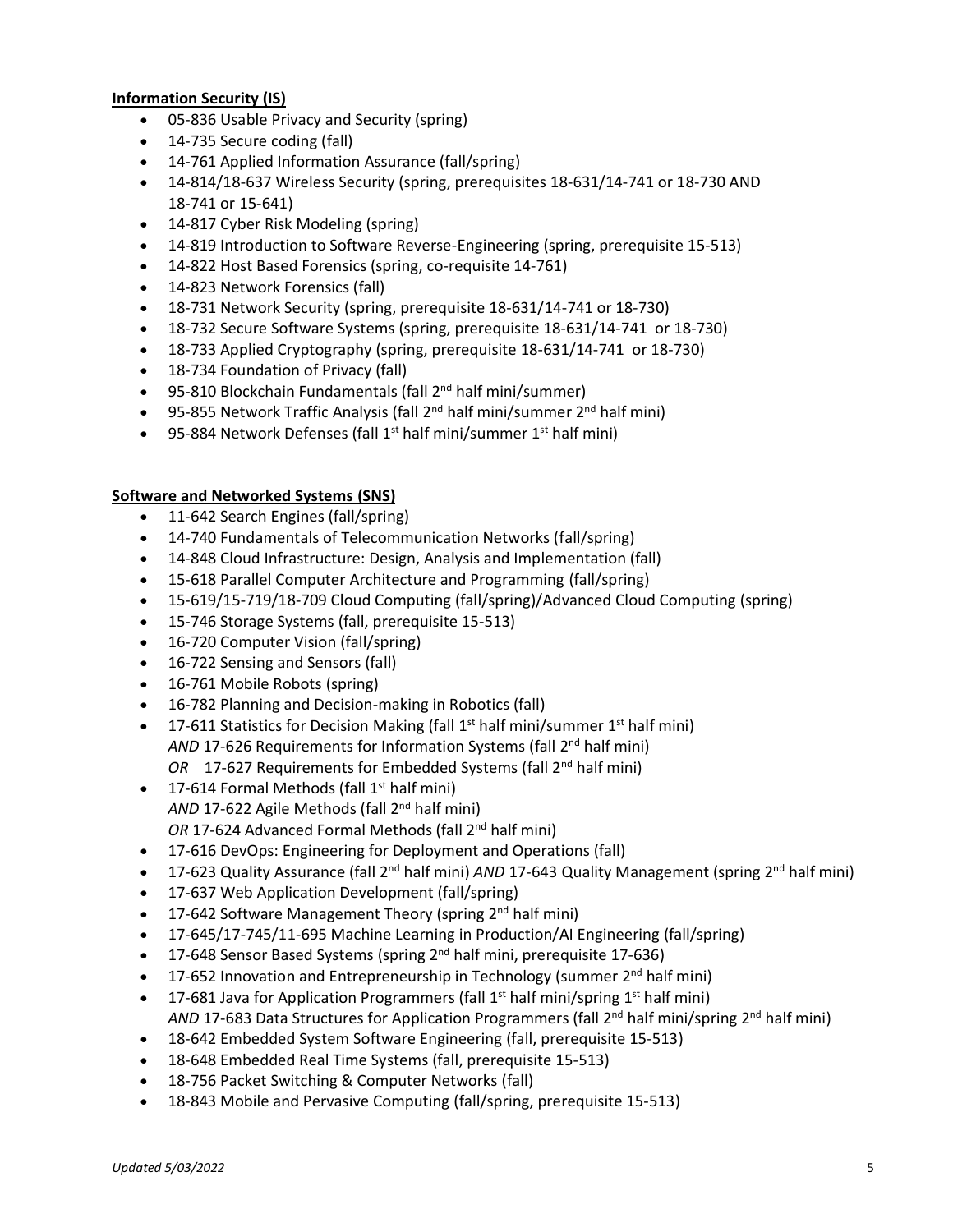**Information Security (IS)**

- 05-836 Usable Privacy and Security (spring)
- 14-735 Secure coding (fall)
- 14-761 Applied Information Assurance (fall/spring)
- 14-814/18-637 Wireless Security (spring, prerequisites 18-631/14-741 or 18-730 AND 18-741 or 15-641)
- 14-817 Cyber Risk Modeling (spring)
- 14-819 Introduction to Software Reverse-Engineering (spring, prerequisite 15-513)
- 14-822 Host Based Forensics (spring, co-requisite 14-761)
- 14-823 Network Forensics (fall)
- 18-731 Network Security (spring, prerequisite 18-631/14-741 or 18-730)
- 18-732 Secure Software Systems (spring, prerequisite 18-631/14-741 or 18-730)
- 18-733 Applied Cryptography (spring, prerequisite 18-631/14-741 or 18-730)
- 18-734 Foundation of Privacy (fall)
- 95-810 Blockchain Fundamentals (fall 2nd half mini/summer)
- 95-855 Network Traffic Analysis (fall 2nd half mini/summer 2nd half mini)
- 95-884 Network Defenses (fall 1st half mini/summer 1st half mini)

**Software and Networked Systems (SNS)**

- 11-642 Search Engines (fall/spring)
- 14-740 Fundamentals of Telecommunication Networks (fall/spring)
- 14-848 Cloud Infrastructure: Design, Analysis and Implementation (fall)
- 15-618 Parallel Computer Architecture and Programming (fall/spring)
- 15-619/15-719/18-709 Cloud Computing (fall/spring)/Advanced Cloud Computing (spring)
- 15-746 Storage Systems (fall, prerequisite 15-513)
- 16-720 Computer Vision (fall/spring)
- 16-722 Sensing and Sensors (fall)
- 16-761 Mobile Robots (spring)
- 16-782 Planning and Decision-making in Robotics (fall)
- 17-611 Statistics for Decision Making (fall 1st half mini/summer 1st half mini)
  *AND* 17-626 Requirements for Information Systems (fall 2nd half mini)
  *OR* 17-627 Requirements for Embedded Systems (fall 2nd half mini)
- 17-614 Formal Methods (fall 1st half mini)
  *AND* 17-622 Agile Methods (fall 2nd half mini)
  *OR* 17-624 Advanced Formal Methods (fall 2nd half mini)
- 17-616 DevOps: Engineering for Deployment and Operations (fall)
- 17-623 Quality Assurance (fall 2nd half mini) *AND* 17-643 Quality Management (spring 2nd half mini)
- 17-637 Web Application Development (fall/spring)
- 17-642 Software Management Theory (spring 2nd half mini)
- 17-645/17-745/11-695 Machine Learning in Production/AI Engineering (fall/spring)
- 17-648 Sensor Based Systems (spring 2nd half mini, prerequisite 17-636)
- 17-652 Innovation and Entrepreneurship in Technology (summer 2nd half mini)
- 17-681 Java for Application Programmers (fall 1st half mini/spring 1st half mini)
  *AND* 17-683 Data Structures for Application Programmers (fall 2nd half mini/spring 2nd half mini)
- 18-642 Embedded System Software Engineering (fall, prerequisite 15-513)
- 18-648 Embedded Real Time Systems (fall, prerequisite 15-513)
- 18-756 Packet Switching & Computer Networks (fall)
- 18-843 Mobile and Pervasive Computing (fall/spring, prerequisite 15-513)